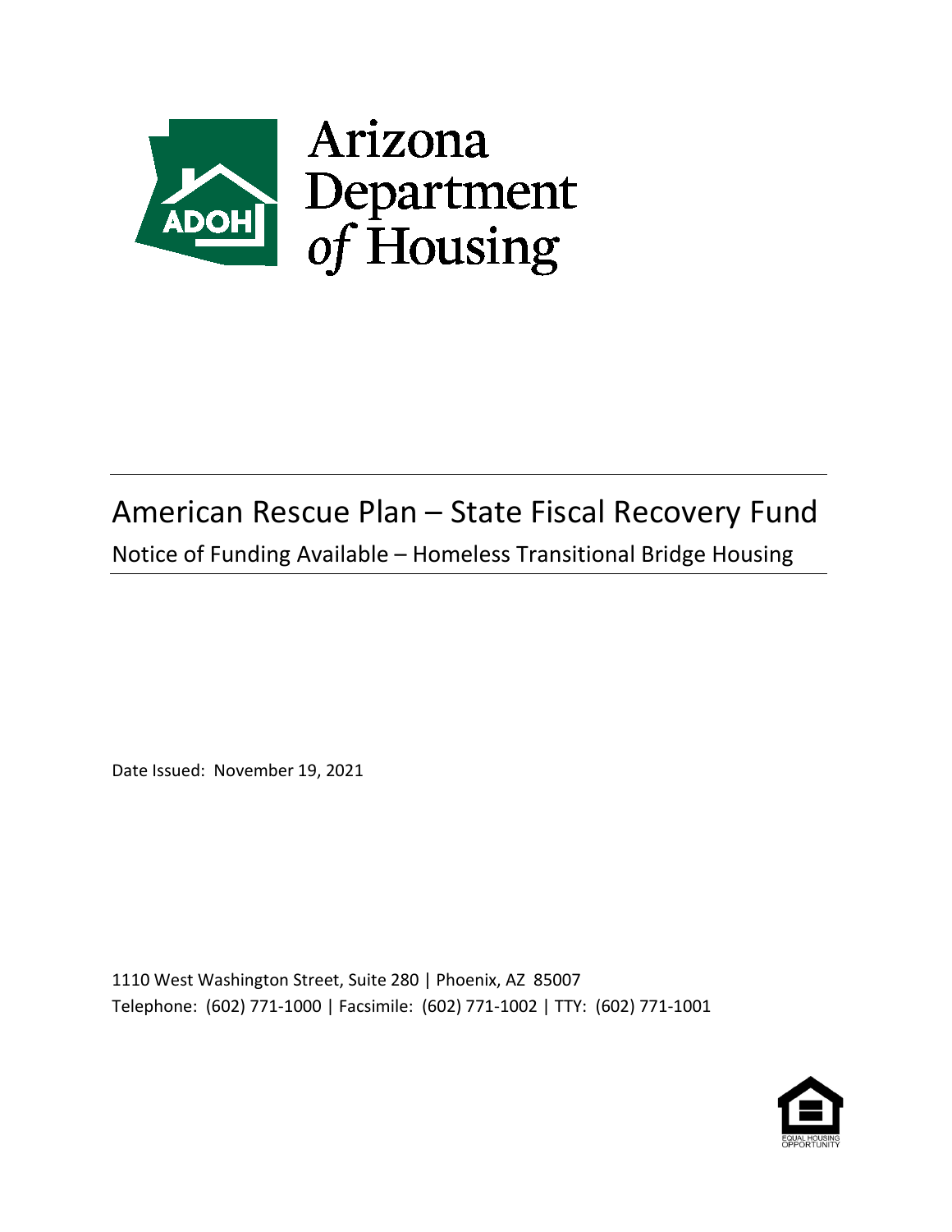Arizona Department of Housing

# American Rescue Plan – State Fiscal Recovery Fund

## Notice of Funding Available – Homeless Transitional Bridge Housing

Date Issued: November 19, 2021

1110 West Washington Street, Suite 280 | Phoenix, AZ 85007

Telephone: (602) 771-1000 | Facsimile: (602) 771-1002 | TTY: (602) 771-1001

EQUAL HOUSING OPPORTUNITY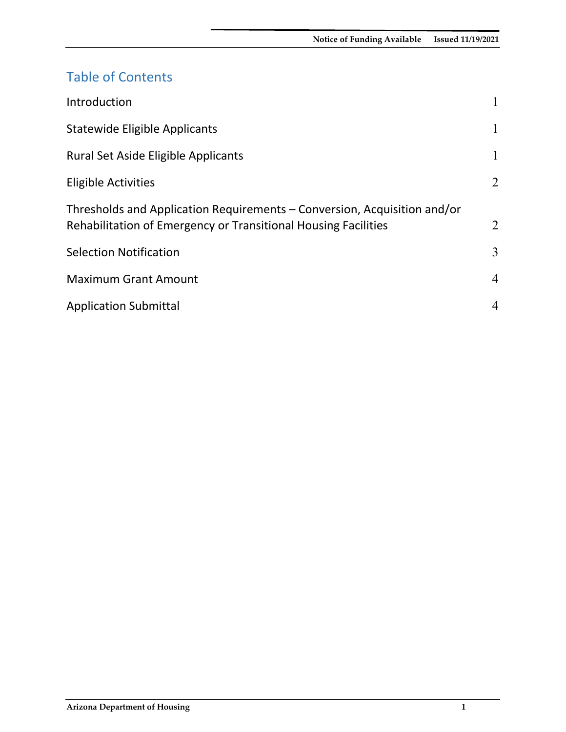# Table of Contents

| | |
|---|---|
| Introduction | 1 |
| Statewide Eligible Applicants | 1 |
| Rural Set Aside Eligible Applicants | 1 |
| Eligible Activities | 2 |
| Thresholds and Application Requirements – Conversion, Acquisition and/or Rehabilitation of Emergency or Transitional Housing Facilities | 2 |
| Selection Notification | 3 |
| Maximum Grant Amount | 4 |
| Application Submittal | 4 |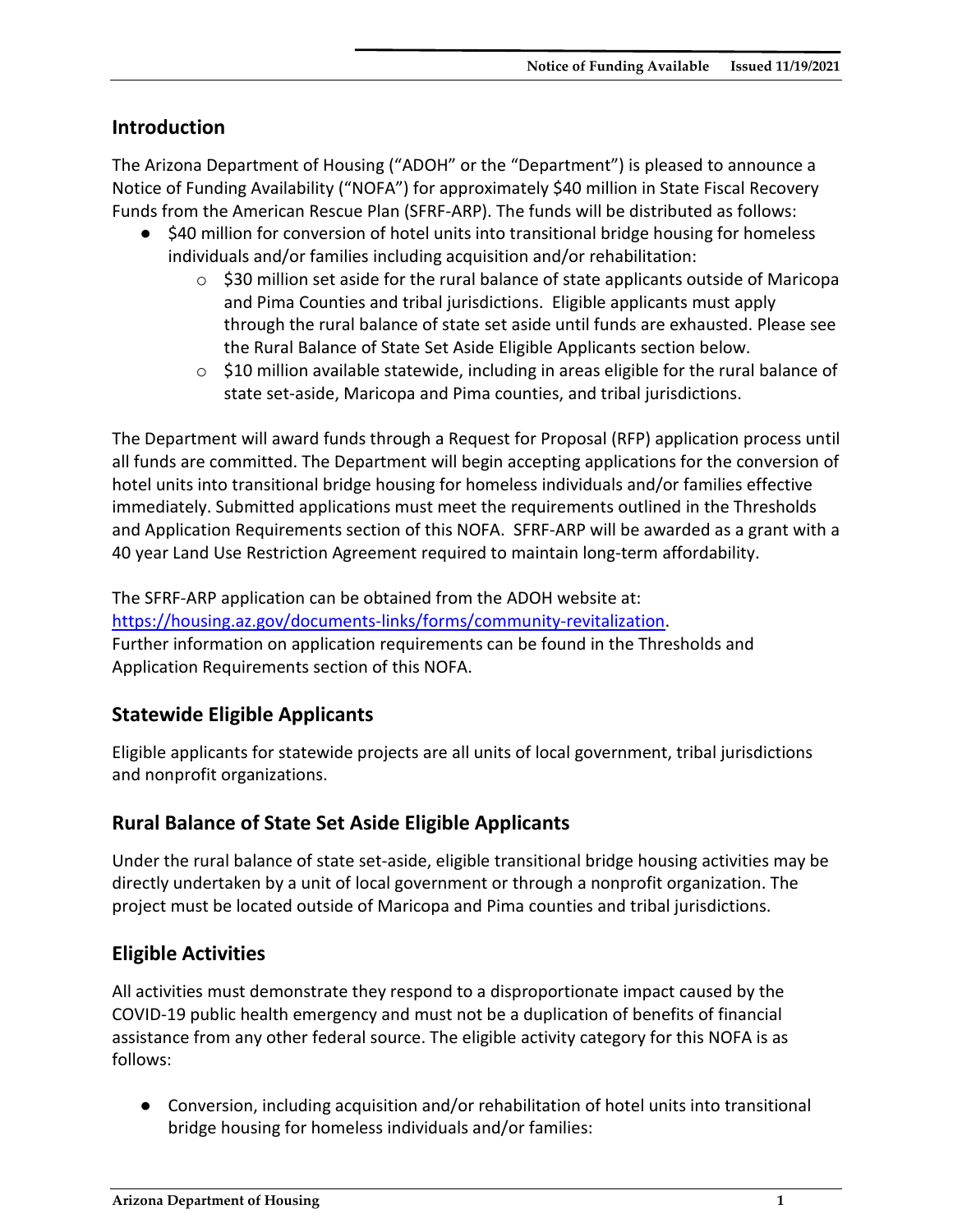## Introduction

The Arizona Department of Housing ("ADOH" or the "Department") is pleased to announce a Notice of Funding Availability ("NOFA") for approximately $40 million in State Fiscal Recovery Funds from the American Rescue Plan (SFRF-ARP). The funds will be distributed as follows:

- $40 million for conversion of hotel units into transitional bridge housing for homeless individuals and/or families including acquisition and/or rehabilitation:
  - $30 million set aside for the rural balance of state applicants outside of Maricopa and Pima Counties and tribal jurisdictions. Eligible applicants must apply through the rural balance of state set aside until funds are exhausted. Please see the Rural Balance of State Set Aside Eligible Applicants section below.
  - $10 million available statewide, including in areas eligible for the rural balance of state set-aside, Maricopa and Pima counties, and tribal jurisdictions.

The Department will award funds through a Request for Proposal (RFP) application process until all funds are committed. The Department will begin accepting applications for the conversion of hotel units into transitional bridge housing for homeless individuals and/or families effective immediately. Submitted applications must meet the requirements outlined in the Thresholds and Application Requirements section of this NOFA. SFRF-ARP will be awarded as a grant with a 40 year Land Use Restriction Agreement required to maintain long-term affordability.

The SFRF-ARP application can be obtained from the ADOH website at: https://housing.az.gov/documents-links/forms/community-revitalization.
Further information on application requirements can be found in the Thresholds and Application Requirements section of this NOFA.

## Statewide Eligible Applicants

Eligible applicants for statewide projects are all units of local government, tribal jurisdictions and nonprofit organizations.

## Rural Balance of State Set Aside Eligible Applicants

Under the rural balance of state set-aside, eligible transitional bridge housing activities may be directly undertaken by a unit of local government or through a nonprofit organization. The project must be located outside of Maricopa and Pima counties and tribal jurisdictions.

## Eligible Activities

All activities must demonstrate they respond to a disproportionate impact caused by the COVID-19 public health emergency and must not be a duplication of benefits of financial assistance from any other federal source. The eligible activity category for this NOFA is as follows:

- Conversion, including acquisition and/or rehabilitation of hotel units into transitional bridge housing for homeless individuals and/or families: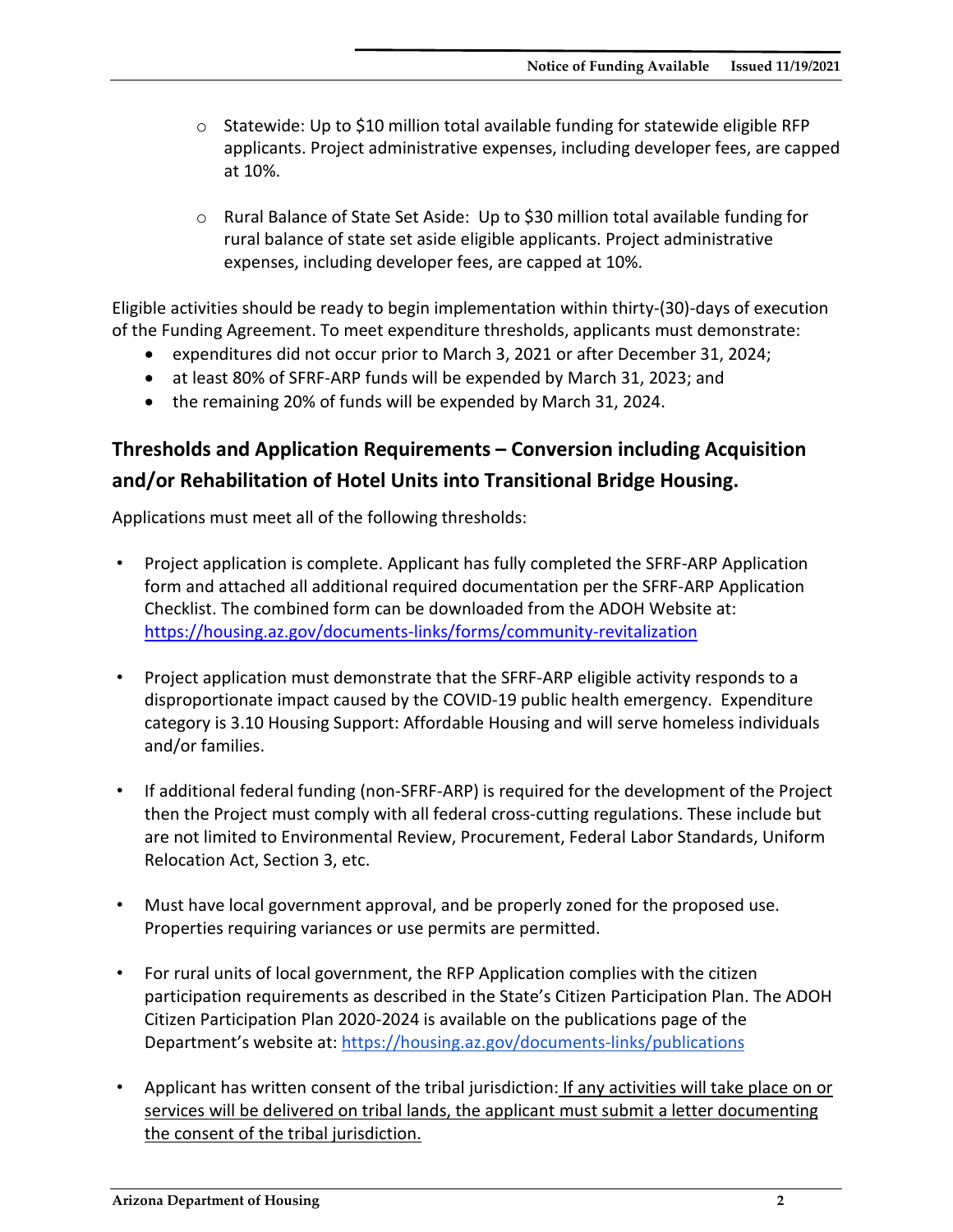- Statewide: Up to $10 million total available funding for statewide eligible RFP applicants. Project administrative expenses, including developer fees, are capped at 10%.

- Rural Balance of State Set Aside: Up to $30 million total available funding for rural balance of state set aside eligible applicants. Project administrative expenses, including developer fees, are capped at 10%.

Eligible activities should be ready to begin implementation within thirty-(30)-days of execution of the Funding Agreement. To meet expenditure thresholds, applicants must demonstrate:

- expenditures did not occur prior to March 3, 2021 or after December 31, 2024;
- at least 80% of SFRF-ARP funds will be expended by March 31, 2023; and
- the remaining 20% of funds will be expended by March 31, 2024.

## Thresholds and Application Requirements – Conversion including Acquisition and/or Rehabilitation of Hotel Units into Transitional Bridge Housing.

Applications must meet all of the following thresholds:

- Project application is complete. Applicant has fully completed the SFRF-ARP Application form and attached all additional required documentation per the SFRF-ARP Application Checklist. The combined form can be downloaded from the ADOH Website at: https://housing.az.gov/documents-links/forms/community-revitalization

- Project application must demonstrate that the SFRF-ARP eligible activity responds to a disproportionate impact caused by the COVID-19 public health emergency. Expenditure category is 3.10 Housing Support: Affordable Housing and will serve homeless individuals and/or families.

- If additional federal funding (non-SFRF-ARP) is required for the development of the Project then the Project must comply with all federal cross-cutting regulations. These include but are not limited to Environmental Review, Procurement, Federal Labor Standards, Uniform Relocation Act, Section 3, etc.

- Must have local government approval, and be properly zoned for the proposed use. Properties requiring variances or use permits are permitted.

- For rural units of local government, the RFP Application complies with the citizen participation requirements as described in the State's Citizen Participation Plan. The ADOH Citizen Participation Plan 2020-2024 is available on the publications page of the Department's website at: https://housing.az.gov/documents-links/publications

- Applicant has written consent of the tribal jurisdiction: If any activities will take place on or services will be delivered on tribal lands, the applicant must submit a letter documenting the consent of the tribal jurisdiction.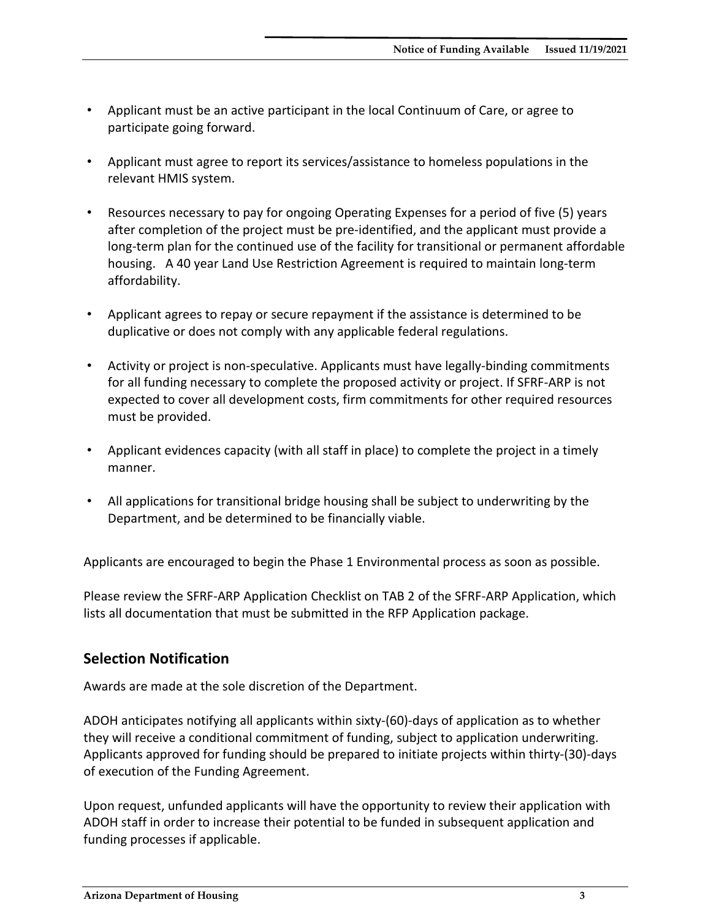- Applicant must be an active participant in the local Continuum of Care, or agree to participate going forward.
- Applicant must agree to report its services/assistance to homeless populations in the relevant HMIS system.
- Resources necessary to pay for ongoing Operating Expenses for a period of five (5) years after completion of the project must be pre-identified, and the applicant must provide a long-term plan for the continued use of the facility for transitional or permanent affordable housing. A 40 year Land Use Restriction Agreement is required to maintain long-term affordability.
- Applicant agrees to repay or secure repayment if the assistance is determined to be duplicative or does not comply with any applicable federal regulations.
- Activity or project is non-speculative. Applicants must have legally-binding commitments for all funding necessary to complete the proposed activity or project. If SFRF-ARP is not expected to cover all development costs, firm commitments for other required resources must be provided.
- Applicant evidences capacity (with all staff in place) to complete the project in a timely manner.
- All applications for transitional bridge housing shall be subject to underwriting by the Department, and be determined to be financially viable.

Applicants are encouraged to begin the Phase 1 Environmental process as soon as possible.

Please review the SFRF-ARP Application Checklist on TAB 2 of the SFRF-ARP Application, which lists all documentation that must be submitted in the RFP Application package.

## Selection Notification

Awards are made at the sole discretion of the Department.

ADOH anticipates notifying all applicants within sixty-(60)-days of application as to whether they will receive a conditional commitment of funding, subject to application underwriting. Applicants approved for funding should be prepared to initiate projects within thirty-(30)-days of execution of the Funding Agreement.

Upon request, unfunded applicants will have the opportunity to review their application with ADOH staff in order to increase their potential to be funded in subsequent application and funding processes if applicable.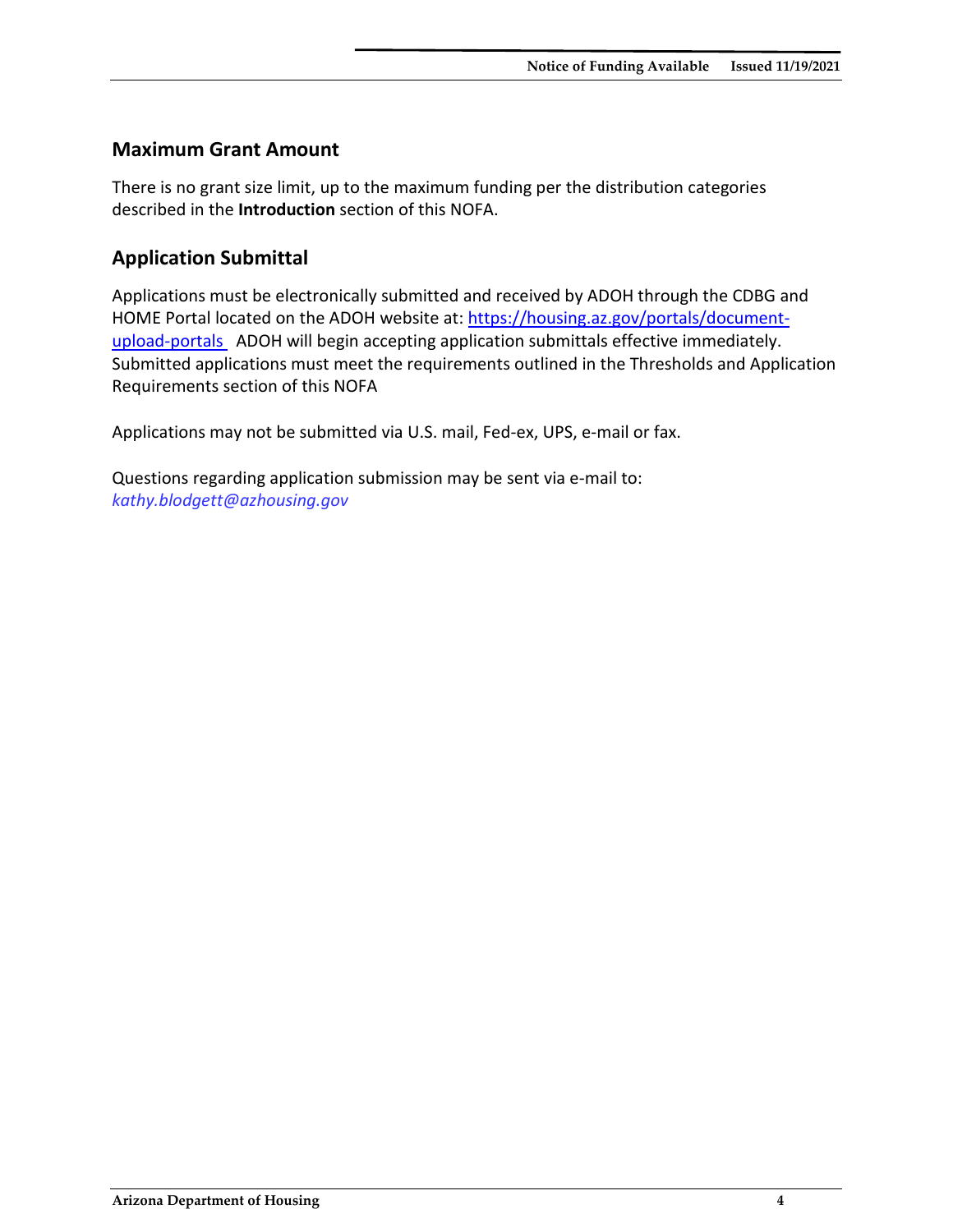## Maximum Grant Amount

There is no grant size limit, up to the maximum funding per the distribution categories described in the **Introduction** section of this NOFA.

## Application Submittal

Applications must be electronically submitted and received by ADOH through the CDBG and HOME Portal located on the ADOH website at: [https://housing.az.gov/portals/document-upload-portals](https://housing.az.gov/portals/document-upload-portals) ADOH will begin accepting application submittals effective immediately. Submitted applications must meet the requirements outlined in the Thresholds and Application Requirements section of this NOFA

Applications may not be submitted via U.S. mail, Fed-ex, UPS, e-mail or fax.

Questions regarding application submission may be sent via e-mail to: *kathy.blodgett@azhousing.gov*